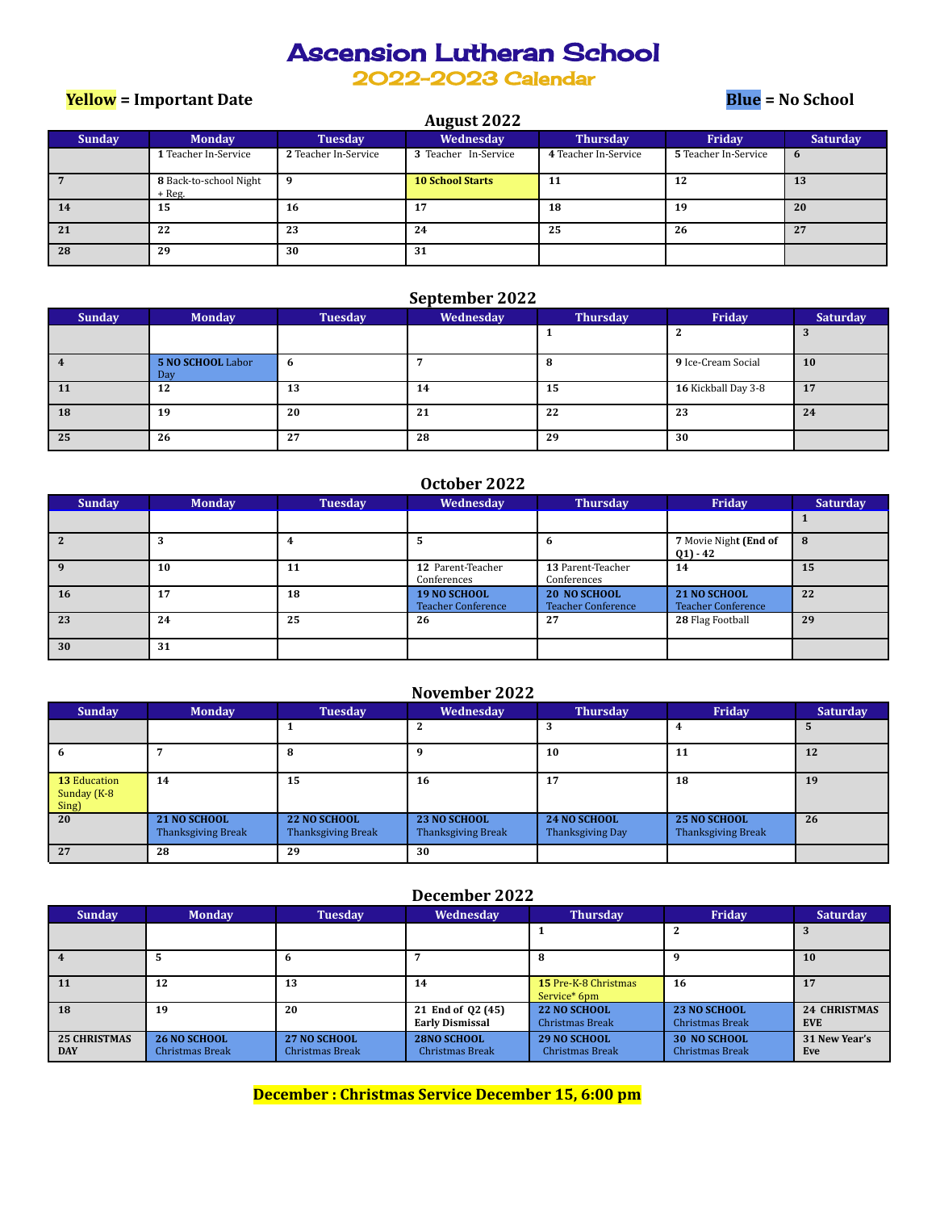# Ascension Lutheran School

## 2022-2023 Calendar

**Yellow** = Important Date

**Blue** = No School

### August 2022

| Sunday | Monday | Tuesday | Wednesday | Thursday | Friday | Saturday |
|---|---|---|---|---|---|---|
| | **1** Teacher In-Service | **2** Teacher In-Service | **3** Teacher In-Service | **4** Teacher In-Service | **5** Teacher In-Service | **6** |
| **7** | **8** Back-to-school Night + Reg. | **9** | **10 School Starts** | **11** | **12** | **13** |
| **14** | **15** | **16** | **17** | **18** | **19** | **20** |
| **21** | **22** | **23** | **24** | **25** | **26** | **27** |
| **28** | **29** | **30** | **31** | | | |

### September 2022

| Sunday | Monday | Tuesday | Wednesday | Thursday | Friday | Saturday |
|---|---|---|---|---|---|---|
| | | | | **1** | **2** | **3** |
| **4** | **5 NO SCHOOL** Labor Day | **6** | **7** | **8** | **9** Ice-Cream Social | **10** |
| **11** | **12** | **13** | **14** | **15** | **16** Kickball Day 3-8 | **17** |
| **18** | **19** | **20** | **21** | **22** | **23** | **24** |
| **25** | **26** | **27** | **28** | **29** | **30** | |

### October 2022

| Sunday | Monday | Tuesday | Wednesday | Thursday | Friday | Saturday |
|---|---|---|---|---|---|---|
| | | | | | | **1** |
| **2** | **3** | **4** | **5** | **6** | **7** Movie Night **(End of Q1) - 42** | **8** |
| **9** | **10** | **11** | **12** Parent-Teacher Conferences | **13** Parent-Teacher Conferences | **14** | **15** |
| **16** | **17** | **18** | **19 NO SCHOOL** Teacher Conference | **20 NO SCHOOL** Teacher Conference | **21 NO SCHOOL** Teacher Conference | **22** |
| **23** | **24** | **25** | **26** | **27** | **28** Flag Football | **29** |
| **30** | **31** | | | | | |

### November 2022

| Sunday | Monday | Tuesday | Wednesday | Thursday | Friday | Saturday |
|---|---|---|---|---|---|---|
| | | **1** | **2** | **3** | **4** | **5** |
| **6** | **7** | **8** | **9** | **10** | **11** | **12** |
| **13** Education Sunday (K-8 Sing) | **14** | **15** | **16** | **17** | **18** | **19** |
| **20** | **21 NO SCHOOL** Thanksgiving Break | **22 NO SCHOOL** Thanksgiving Break | **23 NO SCHOOL** Thanksgiving Break | **24 NO SCHOOL** Thanksgiving Day | **25 NO SCHOOL** Thanksgiving Break | **26** |
| **27** | **28** | **29** | **30** | | | |

### December 2022

| Sunday | Monday | Tuesday | Wednesday | Thursday | Friday | Saturday |
|---|---|---|---|---|---|---|
| | | | | **1** | **2** | **3** |
| **4** | **5** | **6** | **7** | **8** | **9** | **10** |
| **11** | **12** | **13** | **14** | **15** Pre-K-8 Christmas Service* 6pm | **16** | **17** |
| **18** | **19** | **20** | **21 End of Q2 (45) Early Dismissal** | **22 NO SCHOOL** Christmas Break | **23 NO SCHOOL** Christmas Break | **24 CHRISTMAS EVE** |
| **25 CHRISTMAS DAY** | **26 NO SCHOOL** Christmas Break | **27 NO SCHOOL** Christmas Break | **28NO SCHOOL** Christmas Break | **29 NO SCHOOL** Christmas Break | **30 NO SCHOOL** Christmas Break | **31 New Year's Eve** |

**December : Christmas Service December 15, 6:00 pm**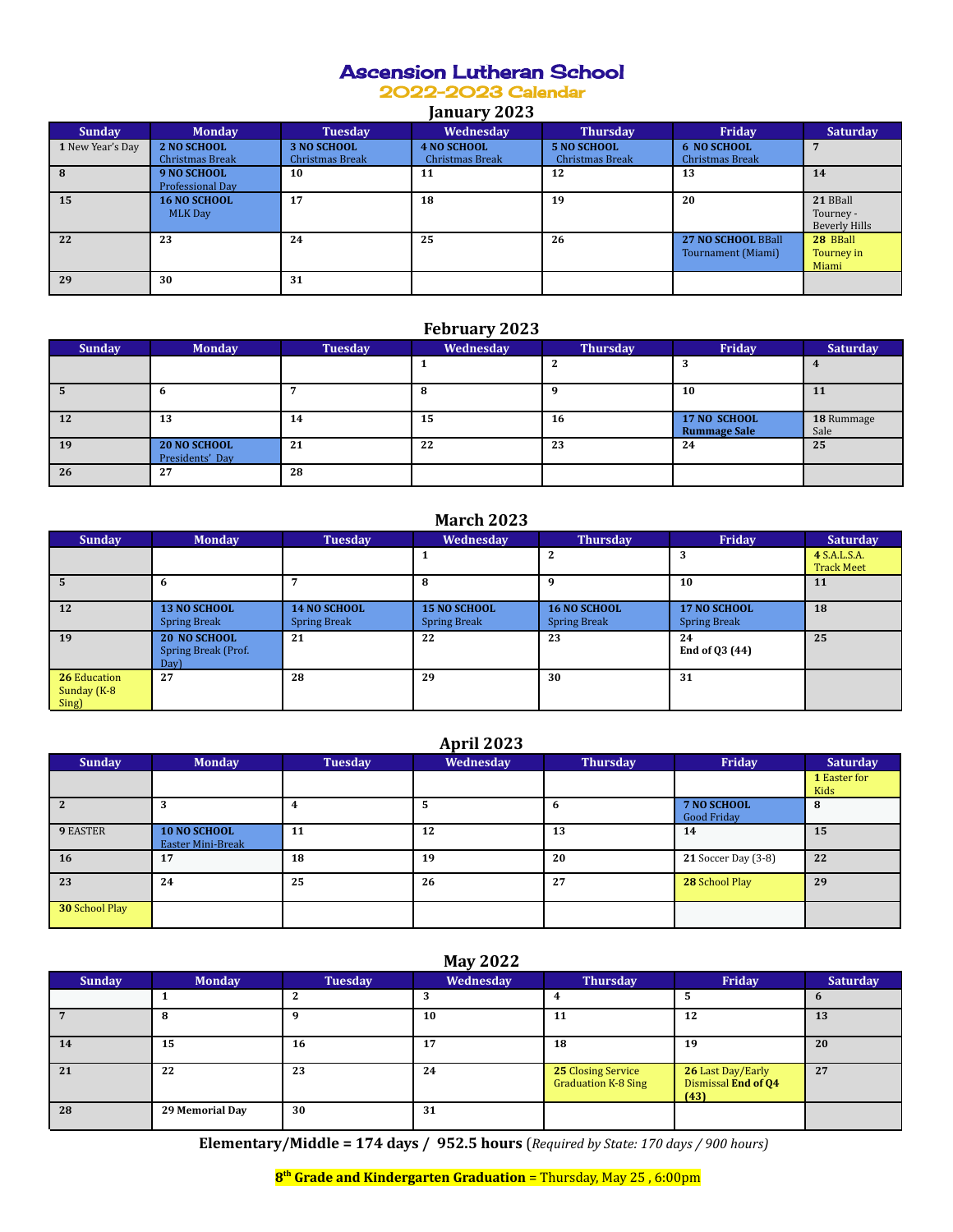# Ascension Lutheran School

## 2022-2023 Calendar

### January 2023

| Sunday | Monday | Tuesday | Wednesday | Thursday | Friday | Saturday |
|---|---|---|---|---|---|---|
| **1** New Year's Day | **2 NO SCHOOL** Christmas Break | **3 NO SCHOOL** Christmas Break | **4 NO SCHOOL** Christmas Break | **5 NO SCHOOL** Christmas Break | **6 NO SCHOOL** Christmas Break | **7** |
| **8** | **9 NO SCHOOL** Professional Day | **10** | **11** | **12** | **13** | **14** |
| **15** | **16 NO SCHOOL** MLK Day | **17** | **18** | **19** | **20** | **21** BBall Tourney - Beverly Hills |
| **22** | **23** | **24** | **25** | **26** | **27 NO SCHOOL** BBall Tournament (Miami) | **28** BBall Tourney in Miami |
| **29** | **30** | **31** | | | | |

### February 2023

| Sunday | Monday | Tuesday | Wednesday | Thursday | Friday | Saturday |
|---|---|---|---|---|---|---|
| | | | **1** | **2** | **3** | **4** |
| **5** | **6** | **7** | **8** | **9** | **10** | **11** |
| **12** | **13** | **14** | **15** | **16** | **17 NO SCHOOL Rummage Sale** | **18** Rummage Sale |
| **19** | **20 NO SCHOOL** Presidents' Day | **21** | **22** | **23** | **24** | **25** |
| **26** | **27** | **28** | | | | |

### March 2023

| Sunday | Monday | Tuesday | Wednesday | Thursday | Friday | Saturday |
|---|---|---|---|---|---|---|
| | | | **1** | **2** | **3** | **4** S.A.L.S.A. Track Meet |
| **5** | **6** | **7** | **8** | **9** | **10** | **11** |
| **12** | **13 NO SCHOOL** Spring Break | **14 NO SCHOOL** Spring Break | **15 NO SCHOOL** Spring Break | **16 NO SCHOOL** Spring Break | **17 NO SCHOOL** Spring Break | **18** |
| **19** | **20 NO SCHOOL** Spring Break (Prof. Day) | **21** | **22** | **23** | **24 End of Q3 (44)** | **25** |
| **26** Education Sunday (K-8 Sing) | **27** | **28** | **29** | **30** | **31** | |

### April 2023

| Sunday | Monday | Tuesday | Wednesday | Thursday | Friday | Saturday |
|---|---|---|---|---|---|---|
| | | | | | | **1** Easter for Kids |
| **2** | **3** | **4** | **5** | **6** | **7 NO SCHOOL** Good Friday | **8** |
| **9** EASTER | **10 NO SCHOOL** Easter Mini-Break | **11** | **12** | **13** | **14** | **15** |
| **16** | **17** | **18** | **19** | **20** | **21** Soccer Day (3-8) | **22** |
| **23** | **24** | **25** | **26** | **27** | **28** School Play | **29** |
| **30** School Play | | | | | | |

### May 2022

| Sunday | Monday | Tuesday | Wednesday | Thursday | Friday | Saturday |
|---|---|---|---|---|---|---|
| | **1** | **2** | **3** | **4** | **5** | **6** |
| **7** | **8** | **9** | **10** | **11** | **12** | **13** |
| **14** | **15** | **16** | **17** | **18** | **19** | **20** |
| **21** | **22** | **23** | **24** | **25** Closing Service Graduation K-8 Sing | **26** Last Day/Early Dismissal **End of Q4 (43)** | **27** |
| **28** | **29 Memorial Day** | **30** | **31** | | | |

**Elementary/Middle = 174 days / 952.5 hours** (*Required by State: 170 days / 900 hours)*

**8th Grade and Kindergarten Graduation** = Thursday, May 25 , 6:00pm